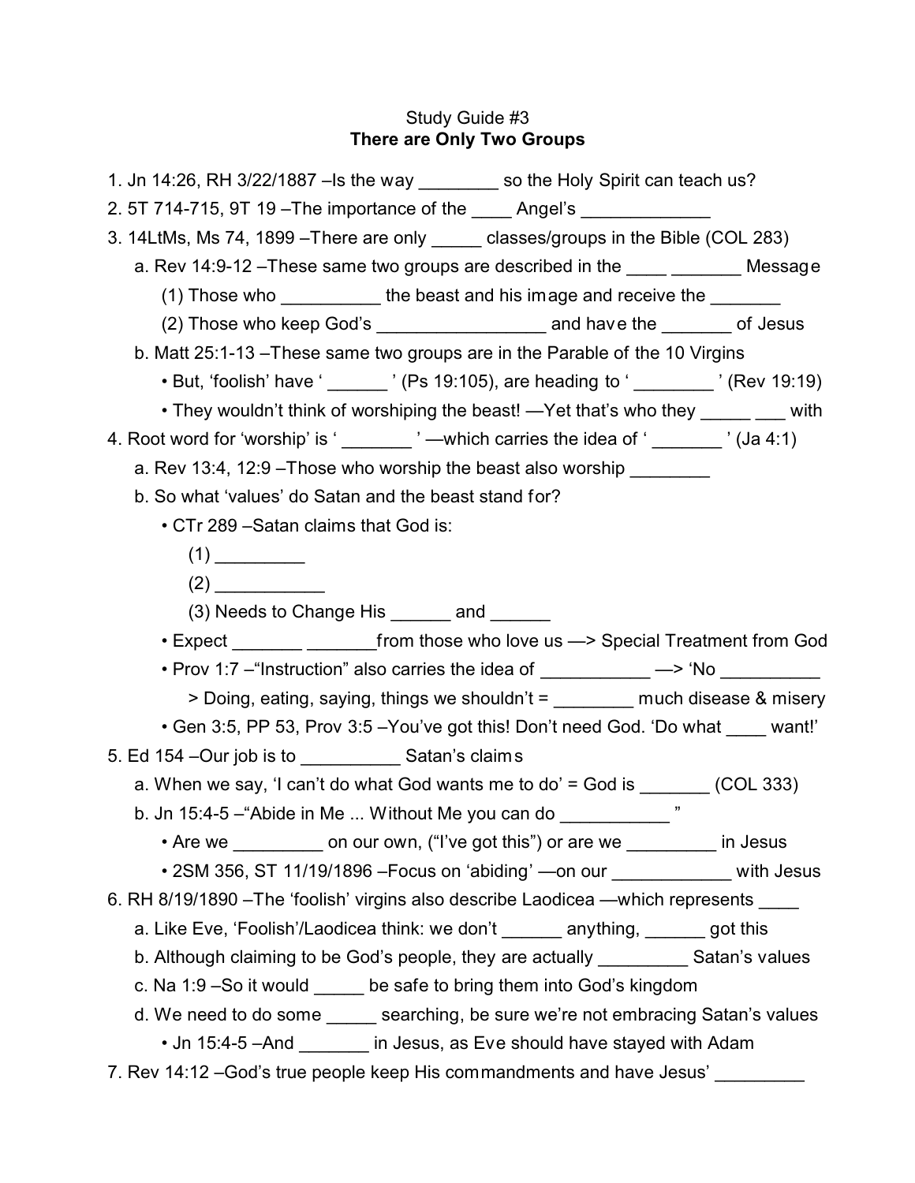Study Guide #3

**There are Only Two Groups**

1. Jn 14:26, RH 3/22/1887 –Is the way ________ so the Holy Spirit can teach us?
2. 5T 714-715, 9T 19 –The importance of the ____ Angel's _____________
3. 14LtMs, Ms 74, 1899 –There are only _____ classes/groups in the Bible (COL 283)
   a. Rev 14:9-12 –These same two groups are described in the ____ _______ Message
      (1) Those who __________ the beast and his image and receive the _______
      (2) Those who keep God's _________________ and have the _______ of Jesus
   b. Matt 25:1-13 –These same two groups are in the Parable of the 10 Virgins
      - But, 'foolish' have ' ______ ' (Ps 19:105), are heading to ' ________ ' (Rev 19:19)
      - They wouldn't think of worshiping the beast! —Yet that's who they _____ ___ with
4. Root word for 'worship' is ' _______ ' —which carries the idea of ' _______ ' (Ja 4:1)
   a. Rev 13:4, 12:9 –Those who worship the beast also worship ________
   b. So what 'values' do Satan and the beast stand for?
      - CTr 289 –Satan claims that God is:
        (1) _________
        (2) ___________
        (3) Needs to Change His ______ and ______
      - Expect _______ _______from those who love us —> Special Treatment from God
      - Prov 1:7 –"Instruction" also carries the idea of ___________ —> 'No __________
        > Doing, eating, saying, things we shouldn't = ________ much disease & misery
      - Gen 3:5, PP 53, Prov 3:5 –You've got this! Don't need God. 'Do what ____ want!'
5. Ed 154 –Our job is to __________ Satan's claims
   a. When we say, 'I can't do what God wants me to do' = God is _______ (COL 333)
   b. Jn 15:4-5 –"Abide in Me ... Without Me you can do ___________ "
      - Are we _________ on our own, ("I've got this") or are we _________ in Jesus
      - 2SM 356, ST 11/19/1896 –Focus on 'abiding' —on our ____________ with Jesus
6. RH 8/19/1890 –The 'foolish' virgins also describe Laodicea —which represents ____
   a. Like Eve, 'Foolish'/Laodicea think: we don't ______ anything, ______ got this
   b. Although claiming to be God's people, they are actually _________ Satan's values
   c. Na 1:9 –So it would _____ be safe to bring them into God's kingdom
   d. We need to do some _____ searching, be sure we're not embracing Satan's values
      - Jn 15:4-5 –And _______ in Jesus, as Eve should have stayed with Adam
7. Rev 14:12 –God's true people keep His commandments and have Jesus' _________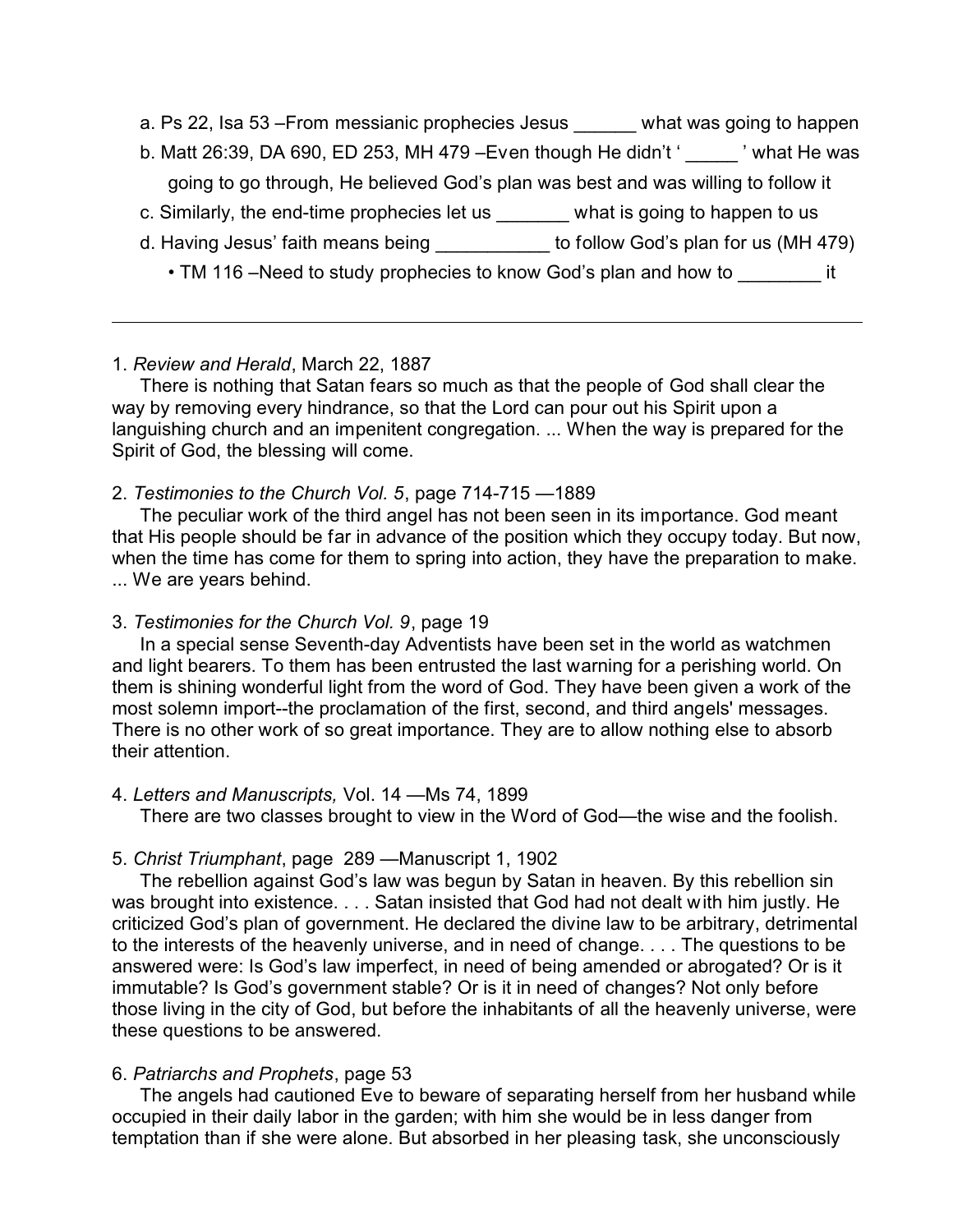a. Ps 22, Isa 53 –From messianic prophecies Jesus ______ what was going to happen

b. Matt 26:39, DA 690, ED 253, MH 479 –Even though He didn't ' _____ ' what He was going to go through, He believed God's plan was best and was willing to follow it

c. Similarly, the end-time prophecies let us _______ what is going to happen to us

d. Having Jesus' faith means being ___________ to follow God's plan for us (MH 479)

- TM 116 –Need to study prophecies to know God's plan and how to ________ it

---

1. *Review and Herald*, March 22, 1887

There is nothing that Satan fears so much as that the people of God shall clear the way by removing every hindrance, so that the Lord can pour out his Spirit upon a languishing church and an impenitent congregation. ... When the way is prepared for the Spirit of God, the blessing will come.

2. *Testimonies to the Church Vol. 5*, page 714-715 —1889

The peculiar work of the third angel has not been seen in its importance. God meant that His people should be far in advance of the position which they occupy today. But now, when the time has come for them to spring into action, they have the preparation to make. ... We are years behind.

3. *Testimonies for the Church Vol. 9*, page 19

In a special sense Seventh-day Adventists have been set in the world as watchmen and light bearers. To them has been entrusted the last warning for a perishing world. On them is shining wonderful light from the word of God. They have been given a work of the most solemn import--the proclamation of the first, second, and third angels' messages. There is no other work of so great importance. They are to allow nothing else to absorb their attention.

4. *Letters and Manuscripts,* Vol. 14 —Ms 74, 1899

There are two classes brought to view in the Word of God—the wise and the foolish.

5. *Christ Triumphant*, page 289 —Manuscript 1, 1902

The rebellion against God's law was begun by Satan in heaven. By this rebellion sin was brought into existence. . . . Satan insisted that God had not dealt with him justly. He criticized God's plan of government. He declared the divine law to be arbitrary, detrimental to the interests of the heavenly universe, and in need of change. . . . The questions to be answered were: Is God's law imperfect, in need of being amended or abrogated? Or is it immutable? Is God's government stable? Or is it in need of changes? Not only before those living in the city of God, but before the inhabitants of all the heavenly universe, were these questions to be answered.

6. *Patriarchs and Prophets*, page 53

The angels had cautioned Eve to beware of separating herself from her husband while occupied in their daily labor in the garden; with him she would be in less danger from temptation than if she were alone. But absorbed in her pleasing task, she unconsciously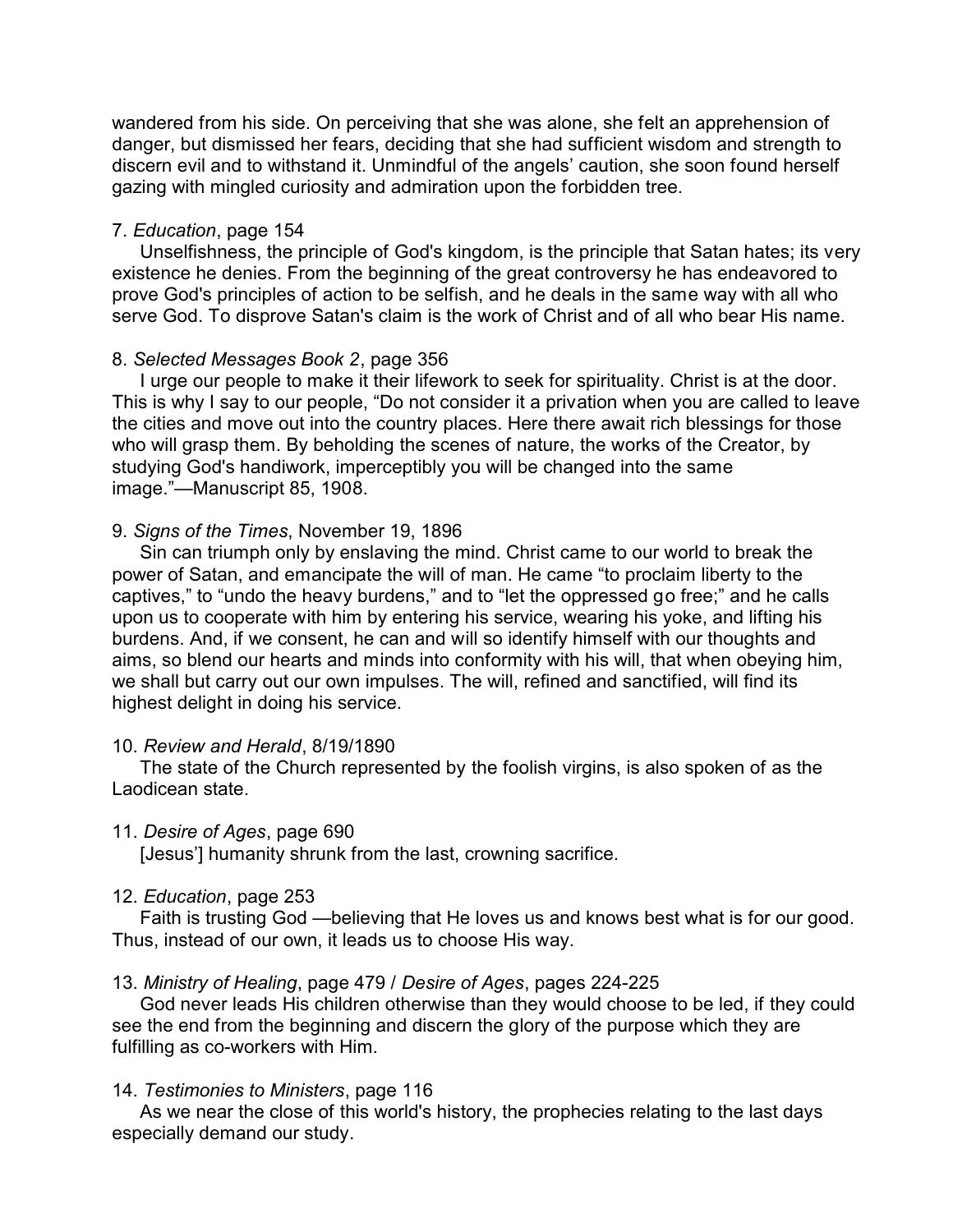wandered from his side. On perceiving that she was alone, she felt an apprehension of danger, but dismissed her fears, deciding that she had sufficient wisdom and strength to discern evil and to withstand it. Unmindful of the angels' caution, she soon found herself gazing with mingled curiosity and admiration upon the forbidden tree.

7. *Education*, page 154

Unselfishness, the principle of God's kingdom, is the principle that Satan hates; its very existence he denies. From the beginning of the great controversy he has endeavored to prove God's principles of action to be selfish, and he deals in the same way with all who serve God. To disprove Satan's claim is the work of Christ and of all who bear His name.

8. *Selected Messages Book 2*, page 356

I urge our people to make it their lifework to seek for spirituality. Christ is at the door. This is why I say to our people, "Do not consider it a privation when you are called to leave the cities and move out into the country places. Here there await rich blessings for those who will grasp them. By beholding the scenes of nature, the works of the Creator, by studying God's handiwork, imperceptibly you will be changed into the same image."—Manuscript 85, 1908.

9. *Signs of the Times*, November 19, 1896

Sin can triumph only by enslaving the mind. Christ came to our world to break the power of Satan, and emancipate the will of man. He came "to proclaim liberty to the captives," to "undo the heavy burdens," and to "let the oppressed go free;" and he calls upon us to cooperate with him by entering his service, wearing his yoke, and lifting his burdens. And, if we consent, he can and will so identify himself with our thoughts and aims, so blend our hearts and minds into conformity with his will, that when obeying him, we shall but carry out our own impulses. The will, refined and sanctified, will find its highest delight in doing his service.

10. *Review and Herald*, 8/19/1890

The state of the Church represented by the foolish virgins, is also spoken of as the Laodicean state.

11. *Desire of Ages*, page 690

[Jesus'] humanity shrunk from the last, crowning sacrifice.

12. *Education*, page 253

Faith is trusting God —believing that He loves us and knows best what is for our good. Thus, instead of our own, it leads us to choose His way.

13. *Ministry of Healing*, page 479 / *Desire of Ages*, pages 224-225

God never leads His children otherwise than they would choose to be led, if they could see the end from the beginning and discern the glory of the purpose which they are fulfilling as co-workers with Him.

14. *Testimonies to Ministers*, page 116

As we near the close of this world's history, the prophecies relating to the last days especially demand our study.